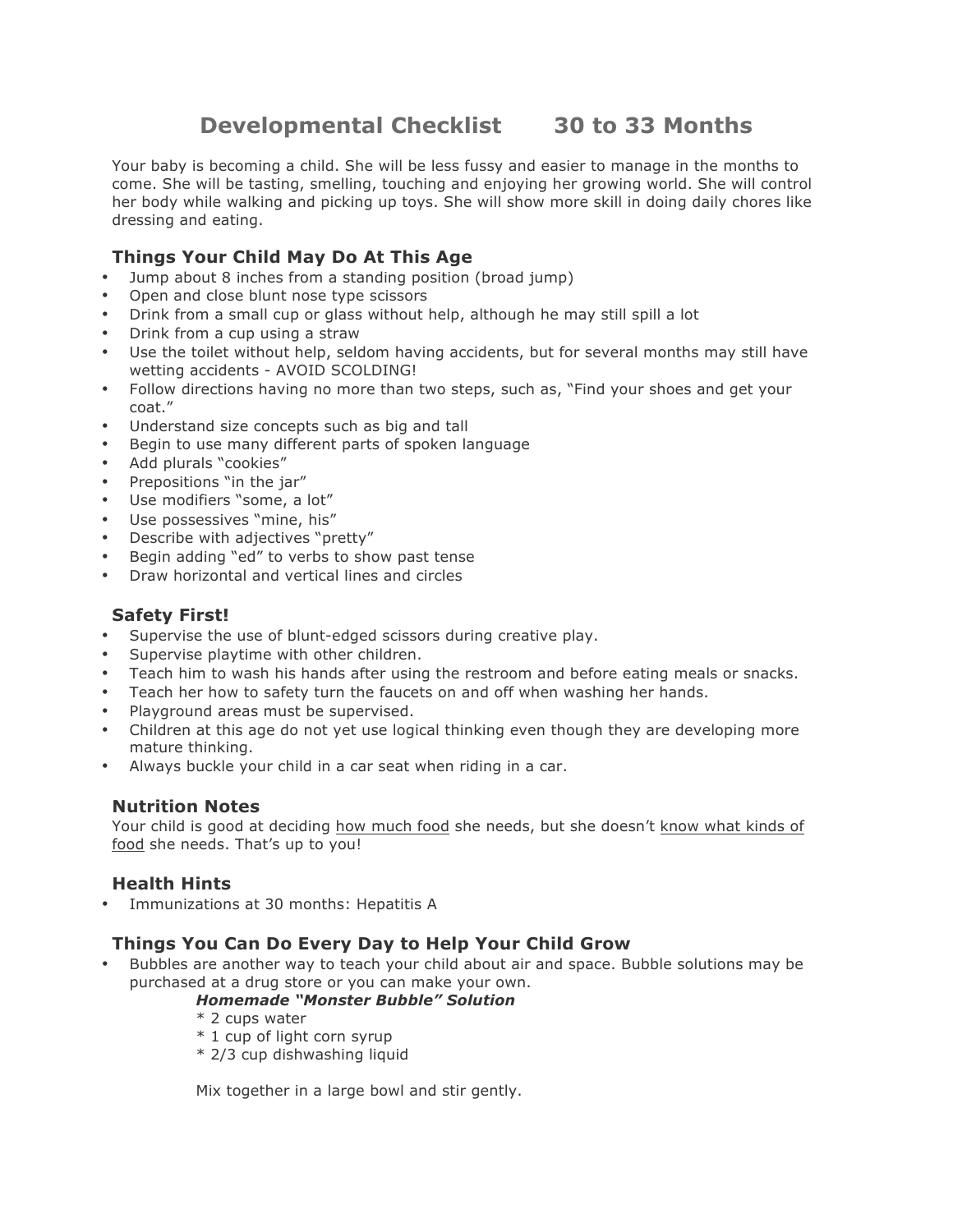# Developmental Checklist 30 to 33 Months

Your baby is becoming a child. She will be less fussy and easier to manage in the months to come. She will be tasting, smelling, touching and enjoying her growing world. She will control her body while walking and picking up toys. She will show more skill in doing daily chores like dressing and eating.

## Things Your Child May Do At This Age

- Jump about 8 inches from a standing position (broad jump)
- Open and close blunt nose type scissors
- Drink from a small cup or glass without help, although he may still spill a lot
- Drink from a cup using a straw
- Use the toilet without help, seldom having accidents, but for several months may still have wetting accidents - AVOID SCOLDING!
- Follow directions having no more than two steps, such as, "Find your shoes and get your coat."
- Understand size concepts such as big and tall
- Begin to use many different parts of spoken language
- Add plurals "cookies"
- Prepositions "in the jar"
- Use modifiers "some, a lot"
- Use possessives "mine, his"
- Describe with adjectives "pretty"
- Begin adding "ed" to verbs to show past tense
- Draw horizontal and vertical lines and circles

## Safety First!

- Supervise the use of blunt-edged scissors during creative play.
- Supervise playtime with other children.
- Teach him to wash his hands after using the restroom and before eating meals or snacks.
- Teach her how to safety turn the faucets on and off when washing her hands.
- Playground areas must be supervised.
- Children at this age do not yet use logical thinking even though they are developing more mature thinking.
- Always buckle your child in a car seat when riding in a car.

## Nutrition Notes

Your child is good at deciding <u>how much food</u> she needs, but she doesn't <u>know what kinds of food</u> she needs. That's up to you!

## Health Hints

- Immunizations at 30 months: Hepatitis A

## Things You Can Do Every Day to Help Your Child Grow

- Bubbles are another way to teach your child about air and space. Bubble solutions may be purchased at a drug store or you can make your own.

  ***Homemade "Monster Bubble" Solution***
  
  * 2 cups water
  * 1 cup of light corn syrup
  * 2/3 cup dishwashing liquid

  Mix together in a large bowl and stir gently.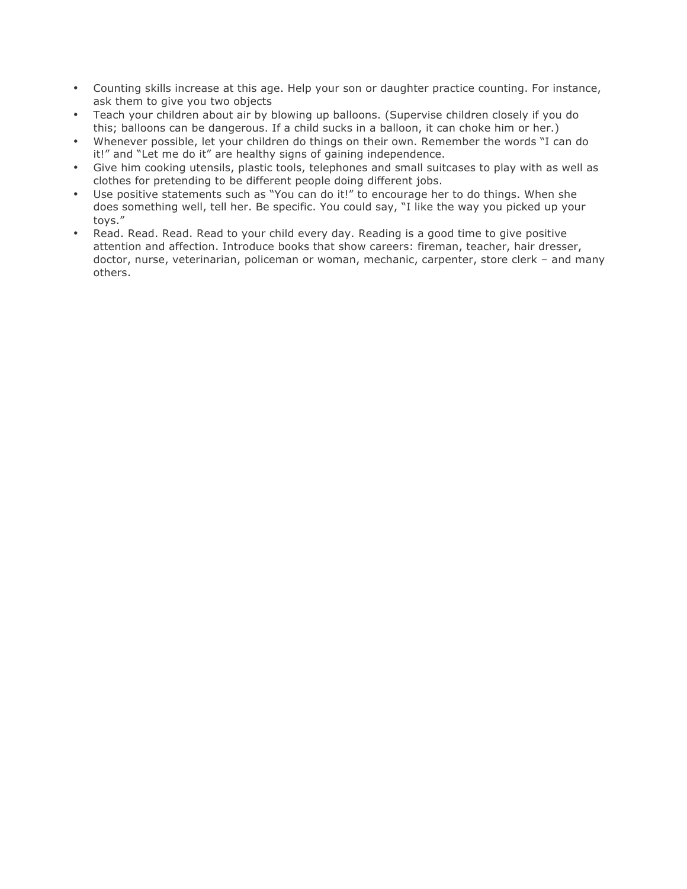- Counting skills increase at this age. Help your son or daughter practice counting. For instance, ask them to give you two objects
- Teach your children about air by blowing up balloons. (Supervise children closely if you do this; balloons can be dangerous. If a child sucks in a balloon, it can choke him or her.)
- Whenever possible, let your children do things on their own. Remember the words "I can do it!" and "Let me do it" are healthy signs of gaining independence.
- Give him cooking utensils, plastic tools, telephones and small suitcases to play with as well as clothes for pretending to be different people doing different jobs.
- Use positive statements such as "You can do it!" to encourage her to do things. When she does something well, tell her. Be specific. You could say, "I like the way you picked up your toys."
- Read. Read. Read. Read to your child every day. Reading is a good time to give positive attention and affection. Introduce books that show careers: fireman, teacher, hair dresser, doctor, nurse, veterinarian, policeman or woman, mechanic, carpenter, store clerk – and many others.